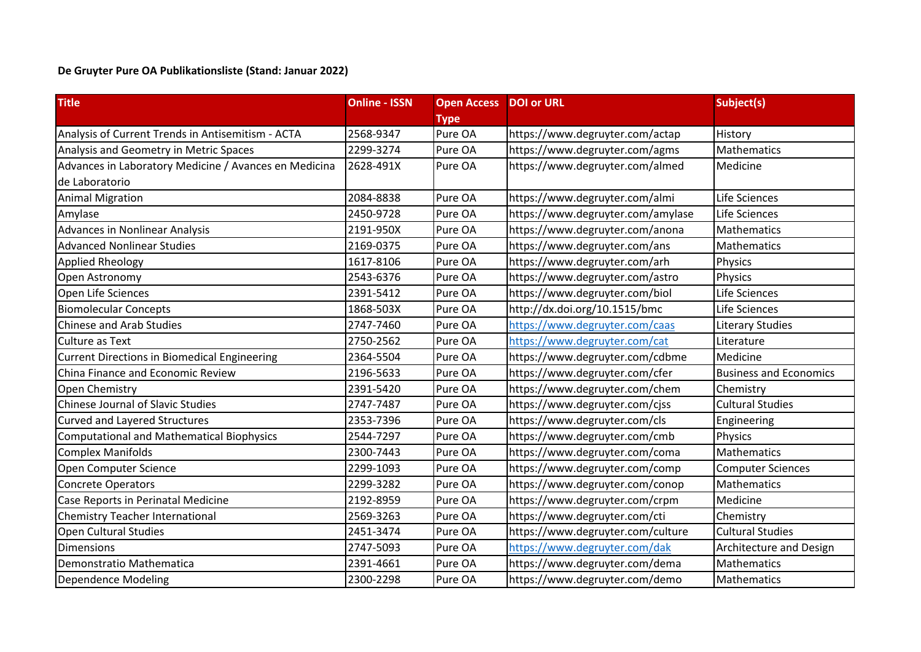**De Gruyter Pure OA Publikationsliste (Stand: Januar 2022)**

| Title | Online - ISSN | Open Access Type | DOI or URL | Subject(s) |
|---|---|---|---|---|
| Analysis of Current Trends in Antisemitism - ACTA | 2568-9347 | Pure OA | https://www.degruyter.com/actap | History |
| Analysis and Geometry in Metric Spaces | 2299-3274 | Pure OA | https://www.degruyter.com/agms | Mathematics |
| Advances in Laboratory Medicine / Avances en Medicina de Laboratorio | 2628-491X | Pure OA | https://www.degruyter.com/almed | Medicine |
| Animal Migration | 2084-8838 | Pure OA | https://www.degruyter.com/almi | Life Sciences |
| Amylase | 2450-9728 | Pure OA | https://www.degruyter.com/amylase | Life Sciences |
| Advances in Nonlinear Analysis | 2191-950X | Pure OA | https://www.degruyter.com/anona | Mathematics |
| Advanced Nonlinear Studies | 2169-0375 | Pure OA | https://www.degruyter.com/ans | Mathematics |
| Applied Rheology | 1617-8106 | Pure OA | https://www.degruyter.com/arh | Physics |
| Open Astronomy | 2543-6376 | Pure OA | https://www.degruyter.com/astro | Physics |
| Open Life Sciences | 2391-5412 | Pure OA | https://www.degruyter.com/biol | Life Sciences |
| Biomolecular Concepts | 1868-503X | Pure OA | http://dx.doi.org/10.1515/bmc | Life Sciences |
| Chinese and Arab Studies | 2747-7460 | Pure OA | https://www.degruyter.com/caas | Literary Studies |
| Culture as Text | 2750-2562 | Pure OA | https://www.degruyter.com/cat | Literature |
| Current Directions in Biomedical Engineering | 2364-5504 | Pure OA | https://www.degruyter.com/cdbme | Medicine |
| China Finance and Economic Review | 2196-5633 | Pure OA | https://www.degruyter.com/cfer | Business and Economics |
| Open Chemistry | 2391-5420 | Pure OA | https://www.degruyter.com/chem | Chemistry |
| Chinese Journal of Slavic Studies | 2747-7487 | Pure OA | https://www.degruyter.com/cjss | Cultural Studies |
| Curved and Layered Structures | 2353-7396 | Pure OA | https://www.degruyter.com/cls | Engineering |
| Computational and Mathematical Biophysics | 2544-7297 | Pure OA | https://www.degruyter.com/cmb | Physics |
| Complex Manifolds | 2300-7443 | Pure OA | https://www.degruyter.com/coma | Mathematics |
| Open Computer Science | 2299-1093 | Pure OA | https://www.degruyter.com/comp | Computer Sciences |
| Concrete Operators | 2299-3282 | Pure OA | https://www.degruyter.com/conop | Mathematics |
| Case Reports in Perinatal Medicine | 2192-8959 | Pure OA | https://www.degruyter.com/crpm | Medicine |
| Chemistry Teacher International | 2569-3263 | Pure OA | https://www.degruyter.com/cti | Chemistry |
| Open Cultural Studies | 2451-3474 | Pure OA | https://www.degruyter.com/culture | Cultural Studies |
| Dimensions | 2747-5093 | Pure OA | https://www.degruyter.com/dak | Architecture and Design |
| Demonstratio Mathematica | 2391-4661 | Pure OA | https://www.degruyter.com/dema | Mathematics |
| Dependence Modeling | 2300-2298 | Pure OA | https://www.degruyter.com/demo | Mathematics |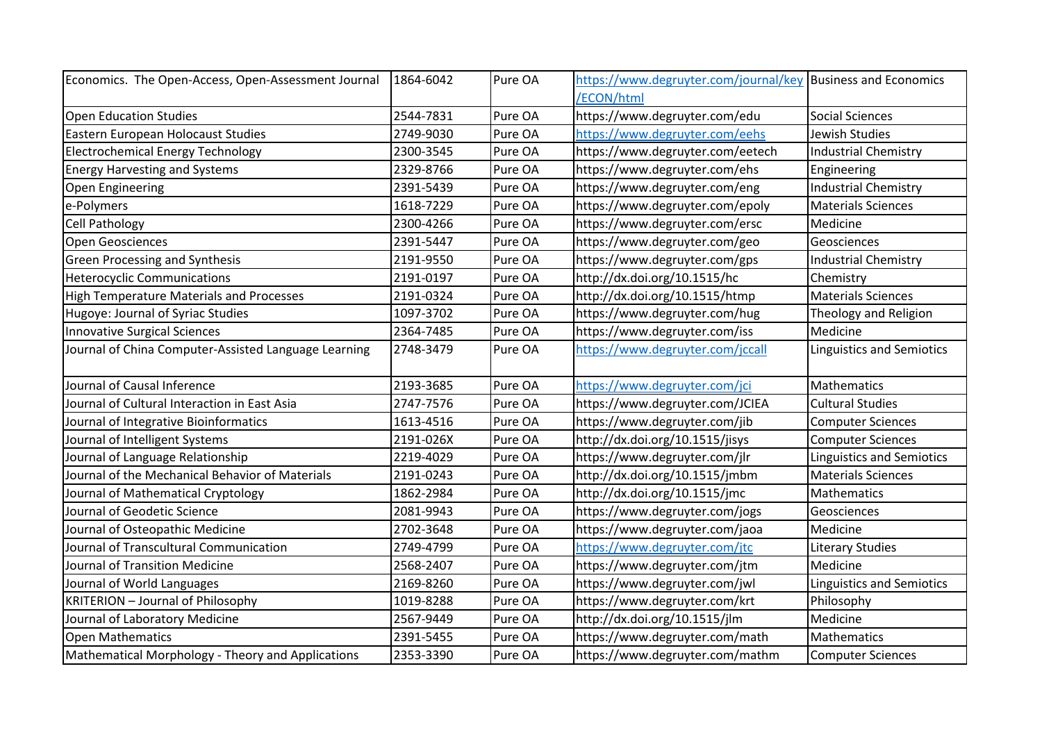| Economics. The Open-Access, Open-Assessment Journal | 1864-6042 | Pure OA | https://www.degruyter.com/journal/key/ECON/html | Business and Economics |
|---|---|---|---|---|
| Open Education Studies | 2544-7831 | Pure OA | https://www.degruyter.com/edu | Social Sciences |
| Eastern European Holocaust Studies | 2749-9030 | Pure OA | https://www.degruyter.com/eehs | Jewish Studies |
| Electrochemical Energy Technology | 2300-3545 | Pure OA | https://www.degruyter.com/eetech | Industrial Chemistry |
| Energy Harvesting and Systems | 2329-8766 | Pure OA | https://www.degruyter.com/ehs | Engineering |
| Open Engineering | 2391-5439 | Pure OA | https://www.degruyter.com/eng | Industrial Chemistry |
| e-Polymers | 1618-7229 | Pure OA | https://www.degruyter.com/epoly | Materials Sciences |
| Cell Pathology | 2300-4266 | Pure OA | https://www.degruyter.com/ersc | Medicine |
| Open Geosciences | 2391-5447 | Pure OA | https://www.degruyter.com/geo | Geosciences |
| Green Processing and Synthesis | 2191-9550 | Pure OA | https://www.degruyter.com/gps | Industrial Chemistry |
| Heterocyclic Communications | 2191-0197 | Pure OA | http://dx.doi.org/10.1515/hc | Chemistry |
| High Temperature Materials and Processes | 2191-0324 | Pure OA | http://dx.doi.org/10.1515/htmp | Materials Sciences |
| Hugoye: Journal of Syriac Studies | 1097-3702 | Pure OA | https://www.degruyter.com/hug | Theology and Religion |
| Innovative Surgical Sciences | 2364-7485 | Pure OA | https://www.degruyter.com/iss | Medicine |
| Journal of China Computer-Assisted Language Learning | 2748-3479 | Pure OA | https://www.degruyter.com/jccall | Linguistics and Semiotics |
| Journal of Causal Inference | 2193-3685 | Pure OA | https://www.degruyter.com/jci | Mathematics |
| Journal of Cultural Interaction in East Asia | 2747-7576 | Pure OA | https://www.degruyter.com/JCIEA | Cultural Studies |
| Journal of Integrative Bioinformatics | 1613-4516 | Pure OA | https://www.degruyter.com/jib | Computer Sciences |
| Journal of Intelligent Systems | 2191-026X | Pure OA | http://dx.doi.org/10.1515/jisys | Computer Sciences |
| Journal of Language Relationship | 2219-4029 | Pure OA | https://www.degruyter.com/jlr | Linguistics and Semiotics |
| Journal of the Mechanical Behavior of Materials | 2191-0243 | Pure OA | http://dx.doi.org/10.1515/jmbm | Materials Sciences |
| Journal of Mathematical Cryptology | 1862-2984 | Pure OA | http://dx.doi.org/10.1515/jmc | Mathematics |
| Journal of Geodetic Science | 2081-9943 | Pure OA | https://www.degruyter.com/jogs | Geosciences |
| Journal of Osteopathic Medicine | 2702-3648 | Pure OA | https://www.degruyter.com/jaoa | Medicine |
| Journal of Transcultural Communication | 2749-4799 | Pure OA | https://www.degruyter.com/jtc | Literary Studies |
| Journal of Transition Medicine | 2568-2407 | Pure OA | https://www.degruyter.com/jtm | Medicine |
| Journal of World Languages | 2169-8260 | Pure OA | https://www.degruyter.com/jwl | Linguistics and Semiotics |
| KRITERION – Journal of Philosophy | 1019-8288 | Pure OA | https://www.degruyter.com/krt | Philosophy |
| Journal of Laboratory Medicine | 2567-9449 | Pure OA | http://dx.doi.org/10.1515/jlm | Medicine |
| Open Mathematics | 2391-5455 | Pure OA | https://www.degruyter.com/math | Mathematics |
| Mathematical Morphology - Theory and Applications | 2353-3390 | Pure OA | https://www.degruyter.com/mathm | Computer Sciences |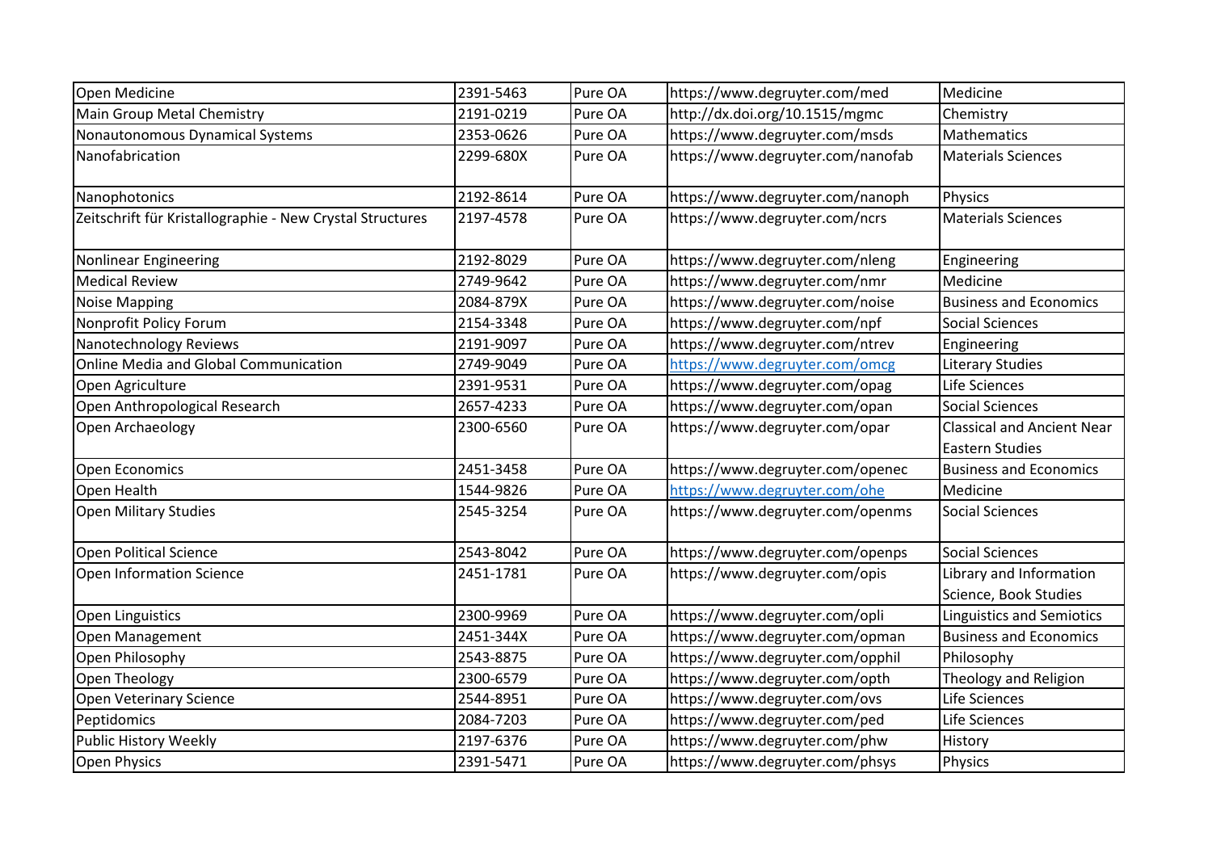| Open Medicine | 2391-5463 | Pure OA | https://www.degruyter.com/med | Medicine |
|---|---|---|---|---|
| Main Group Metal Chemistry | 2191-0219 | Pure OA | http://dx.doi.org/10.1515/mgmc | Chemistry |
| Nonautonomous Dynamical Systems | 2353-0626 | Pure OA | https://www.degruyter.com/msds | Mathematics |
| Nanofabrication | 2299-680X | Pure OA | https://www.degruyter.com/nanofab | Materials Sciences |
| Nanophotonics | 2192-8614 | Pure OA | https://www.degruyter.com/nanoph | Physics |
| Zeitschrift für Kristallographie - New Crystal Structures | 2197-4578 | Pure OA | https://www.degruyter.com/ncrs | Materials Sciences |
| Nonlinear Engineering | 2192-8029 | Pure OA | https://www.degruyter.com/nleng | Engineering |
| Medical Review | 2749-9642 | Pure OA | https://www.degruyter.com/nmr | Medicine |
| Noise Mapping | 2084-879X | Pure OA | https://www.degruyter.com/noise | Business and Economics |
| Nonprofit Policy Forum | 2154-3348 | Pure OA | https://www.degruyter.com/npf | Social Sciences |
| Nanotechnology Reviews | 2191-9097 | Pure OA | https://www.degruyter.com/ntrev | Engineering |
| Online Media and Global Communication | 2749-9049 | Pure OA | https://www.degruyter.com/omcg | Literary Studies |
| Open Agriculture | 2391-9531 | Pure OA | https://www.degruyter.com/opag | Life Sciences |
| Open Anthropological Research | 2657-4233 | Pure OA | https://www.degruyter.com/opan | Social Sciences |
| Open Archaeology | 2300-6560 | Pure OA | https://www.degruyter.com/opar | Classical and Ancient Near Eastern Studies |
| Open Economics | 2451-3458 | Pure OA | https://www.degruyter.com/openec | Business and Economics |
| Open Health | 1544-9826 | Pure OA | https://www.degruyter.com/ohe | Medicine |
| Open Military Studies | 2545-3254 | Pure OA | https://www.degruyter.com/openms | Social Sciences |
| Open Political Science | 2543-8042 | Pure OA | https://www.degruyter.com/openps | Social Sciences |
| Open Information Science | 2451-1781 | Pure OA | https://www.degruyter.com/opis | Library and Information Science, Book Studies |
| Open Linguistics | 2300-9969 | Pure OA | https://www.degruyter.com/opli | Linguistics and Semiotics |
| Open Management | 2451-344X | Pure OA | https://www.degruyter.com/opman | Business and Economics |
| Open Philosophy | 2543-8875 | Pure OA | https://www.degruyter.com/opphil | Philosophy |
| Open Theology | 2300-6579 | Pure OA | https://www.degruyter.com/opth | Theology and Religion |
| Open Veterinary Science | 2544-8951 | Pure OA | https://www.degruyter.com/ovs | Life Sciences |
| Peptidomics | 2084-7203 | Pure OA | https://www.degruyter.com/ped | Life Sciences |
| Public History Weekly | 2197-6376 | Pure OA | https://www.degruyter.com/phw | History |
| Open Physics | 2391-5471 | Pure OA | https://www.degruyter.com/phsys | Physics |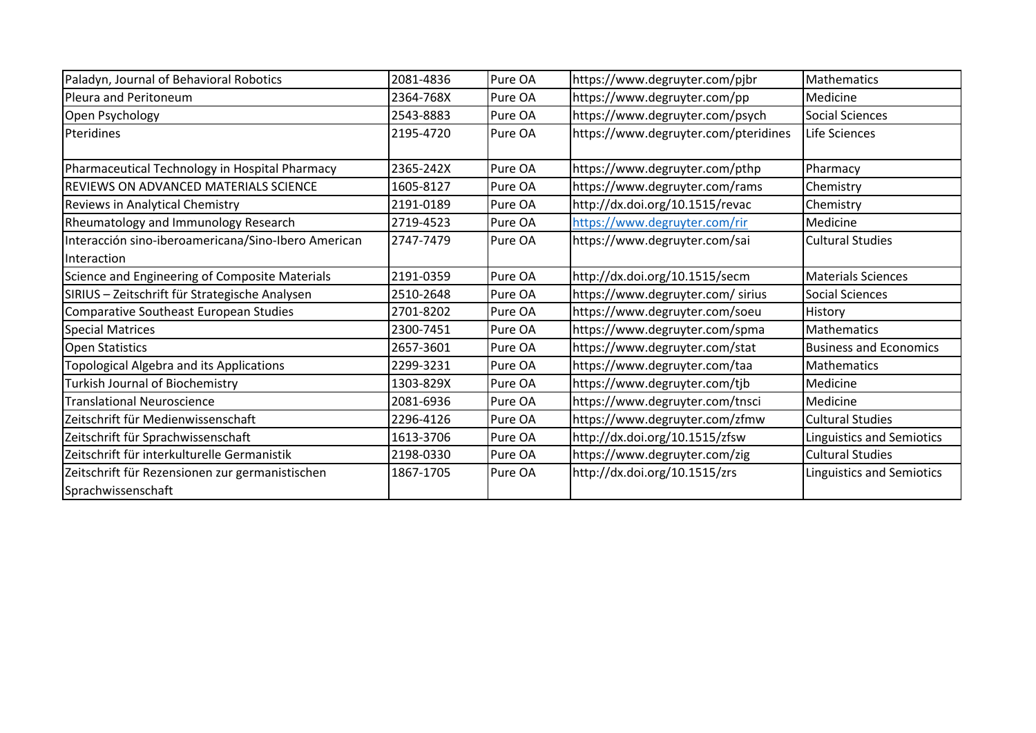| | | | | |
|---|---|---|---|---|
| Paladyn, Journal of Behavioral Robotics | 2081-4836 | Pure OA | https://www.degruyter.com/pjbr | Mathematics |
| Pleura and Peritoneum | 2364-768X | Pure OA | https://www.degruyter.com/pp | Medicine |
| Open Psychology | 2543-8883 | Pure OA | https://www.degruyter.com/psych | Social Sciences |
| Pteridines | 2195-4720 | Pure OA | https://www.degruyter.com/pteridines | Life Sciences |
| Pharmaceutical Technology in Hospital Pharmacy | 2365-242X | Pure OA | https://www.degruyter.com/pthp | Pharmacy |
| REVIEWS ON ADVANCED MATERIALS SCIENCE | 1605-8127 | Pure OA | https://www.degruyter.com/rams | Chemistry |
| Reviews in Analytical Chemistry | 2191-0189 | Pure OA | http://dx.doi.org/10.1515/revac | Chemistry |
| Rheumatology and Immunology Research | 2719-4523 | Pure OA | https://www.degruyter.com/rir | Medicine |
| Interacción sino-iberoamericana/Sino-Ibero American Interaction | 2747-7479 | Pure OA | https://www.degruyter.com/sai | Cultural Studies |
| Science and Engineering of Composite Materials | 2191-0359 | Pure OA | http://dx.doi.org/10.1515/secm | Materials Sciences |
| SIRIUS – Zeitschrift für Strategische Analysen | 2510-2648 | Pure OA | https://www.degruyter.com/ sirius | Social Sciences |
| Comparative Southeast European Studies | 2701-8202 | Pure OA | https://www.degruyter.com/soeu | History |
| Special Matrices | 2300-7451 | Pure OA | https://www.degruyter.com/spma | Mathematics |
| Open Statistics | 2657-3601 | Pure OA | https://www.degruyter.com/stat | Business and Economics |
| Topological Algebra and its Applications | 2299-3231 | Pure OA | https://www.degruyter.com/taa | Mathematics |
| Turkish Journal of Biochemistry | 1303-829X | Pure OA | https://www.degruyter.com/tjb | Medicine |
| Translational Neuroscience | 2081-6936 | Pure OA | https://www.degruyter.com/tnsci | Medicine |
| Zeitschrift für Medienwissenschaft | 2296-4126 | Pure OA | https://www.degruyter.com/zfmw | Cultural Studies |
| Zeitschrift für Sprachwissenschaft | 1613-3706 | Pure OA | http://dx.doi.org/10.1515/zfsw | Linguistics and Semiotics |
| Zeitschrift für interkulturelle Germanistik | 2198-0330 | Pure OA | https://www.degruyter.com/zig | Cultural Studies |
| Zeitschrift für Rezensionen zur germanistischen Sprachwissenschaft | 1867-1705 | Pure OA | http://dx.doi.org/10.1515/zrs | Linguistics and Semiotics |